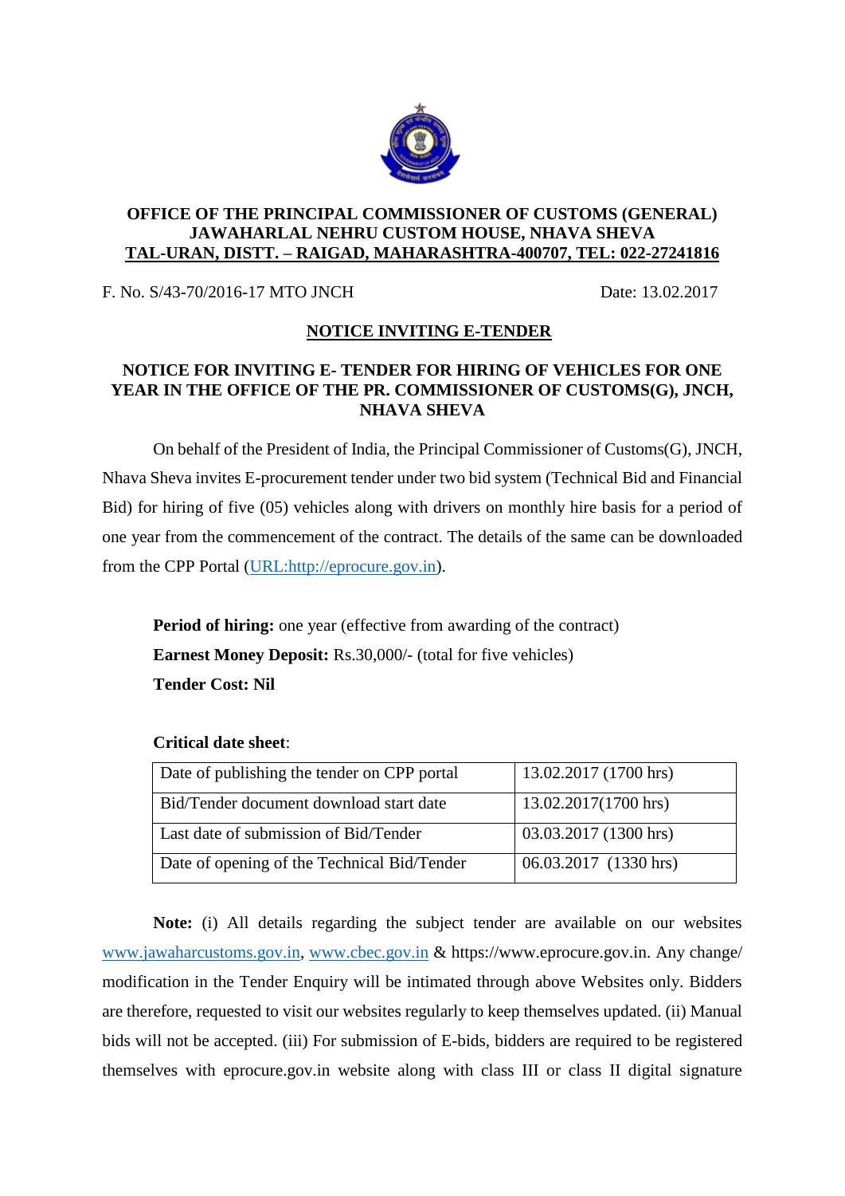**OFFICE OF THE PRINCIPAL COMMISSIONER OF CUSTOMS (GENERAL)**
**JAWAHARLAL NEHRU CUSTOM HOUSE, NHAVA SHEVA**
**TAL-URAN, DISTT. – RAIGAD, MAHARASHTRA-400707, TEL: 022-27241816**

F. No. S/43-70/2016-17 MTO JNCH Date: 13.02.2017

## NOTICE INVITING E-TENDER

### NOTICE FOR INVITING E- TENDER FOR HIRING OF VEHICLES FOR ONE YEAR IN THE OFFICE OF THE PR. COMMISSIONER OF CUSTOMS(G), JNCH, NHAVA SHEVA

On behalf of the President of India, the Principal Commissioner of Customs(G), JNCH, Nhava Sheva invites E-procurement tender under two bid system (Technical Bid and Financial Bid) for hiring of five (05) vehicles along with drivers on monthly hire basis for a period of one year from the commencement of the contract. The details of the same can be downloaded from the CPP Portal (URL:http://eprocure.gov.in).

**Period of hiring:** one year (effective from awarding of the contract)
**Earnest Money Deposit:** Rs.30,000/- (total for five vehicles)
**Tender Cost: Nil**

**Critical date sheet**:

| Date of publishing the tender on CPP portal | 13.02.2017 (1700 hrs) |
|---|---|
| Bid/Tender document download start date | 13.02.2017(1700 hrs) |
| Last date of submission of Bid/Tender | 03.03.2017 (1300 hrs) |
| Date of opening of the Technical Bid/Tender | 06.03.2017 (1330 hrs) |

**Note:** (i) All details regarding the subject tender are available on our websites www.jawaharcustoms.gov.in, www.cbec.gov.in & https://www.eprocure.gov.in. Any change/ modification in the Tender Enquiry will be intimated through above Websites only. Bidders are therefore, requested to visit our websites regularly to keep themselves updated. (ii) Manual bids will not be accepted. (iii) For submission of E-bids, bidders are required to be registered themselves with eprocure.gov.in website along with class III or class II digital signature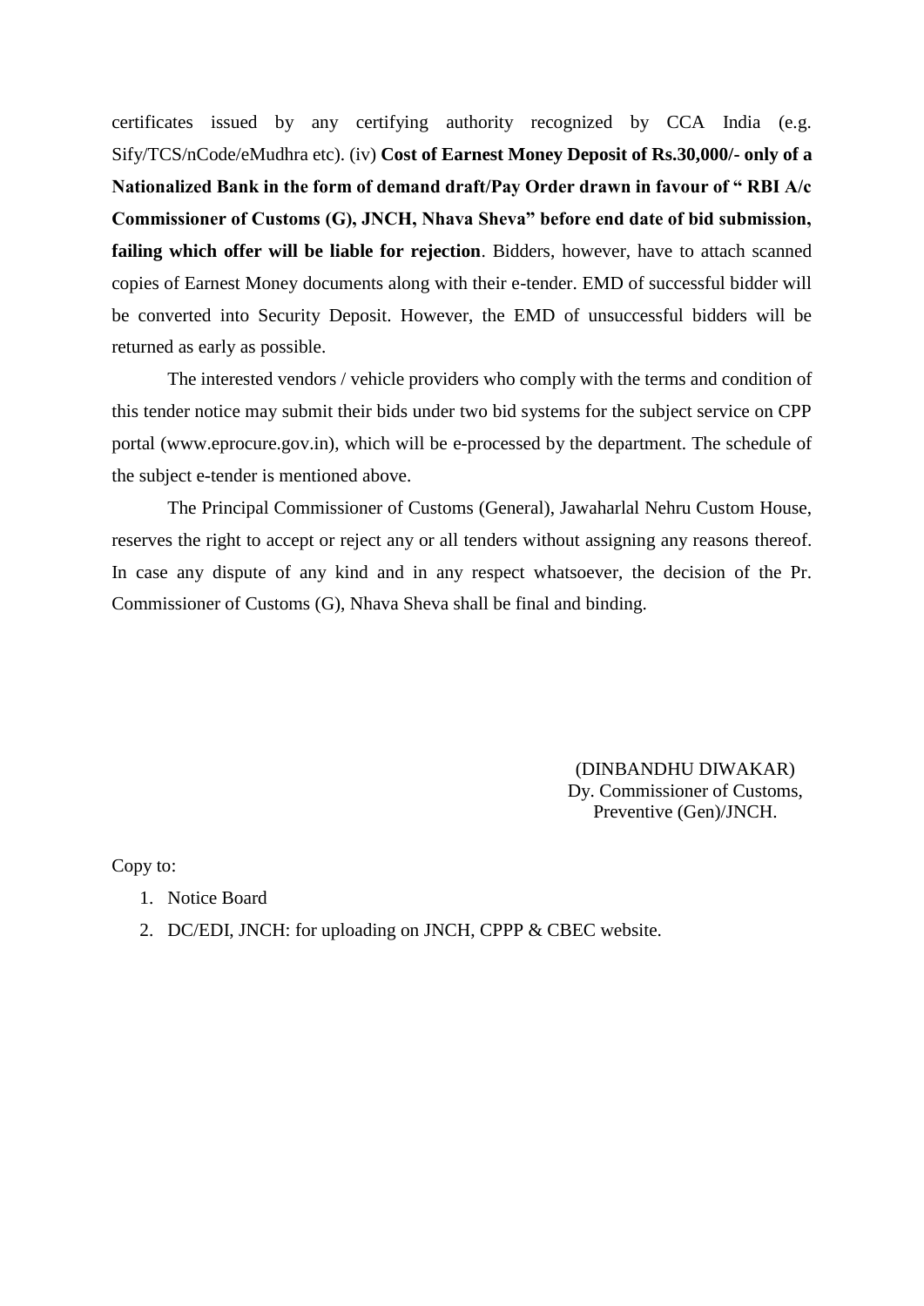certificates issued by any certifying authority recognized by CCA India (e.g. Sify/TCS/nCode/eMudhra etc). (iv) **Cost of Earnest Money Deposit of Rs.30,000/- only of a Nationalized Bank in the form of demand draft/Pay Order drawn in favour of " RBI A/c Commissioner of Customs (G), JNCH, Nhava Sheva" before end date of bid submission, failing which offer will be liable for rejection**. Bidders, however, have to attach scanned copies of Earnest Money documents along with their e-tender. EMD of successful bidder will be converted into Security Deposit. However, the EMD of unsuccessful bidders will be returned as early as possible.

The interested vendors / vehicle providers who comply with the terms and condition of this tender notice may submit their bids under two bid systems for the subject service on CPP portal (www.eprocure.gov.in), which will be e-processed by the department. The schedule of the subject e-tender is mentioned above.

The Principal Commissioner of Customs (General), Jawaharlal Nehru Custom House, reserves the right to accept or reject any or all tenders without assigning any reasons thereof. In case any dispute of any kind and in any respect whatsoever, the decision of the Pr. Commissioner of Customs (G), Nhava Sheva shall be final and binding.

(DINBANDHU DIWAKAR)
Dy. Commissioner of Customs,
Preventive (Gen)/JNCH.

Copy to:

1. Notice Board
2. DC/EDI, JNCH: for uploading on JNCH, CPPP & CBEC website.